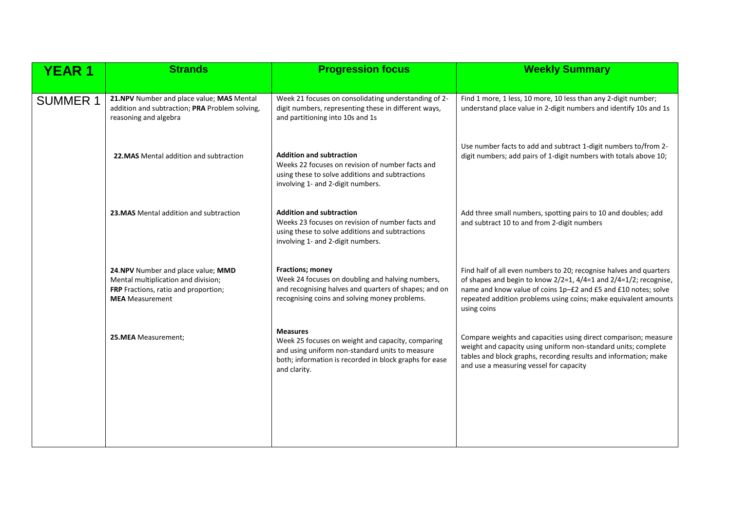| YEAR 1 | Strands | Progression focus | Weekly Summary |
|---|---|---|---|
| SUMMER 1 | **21.NPV** Number and place value; **MAS** Mental addition and subtraction; **PRA** Problem solving, reasoning and algebra | Week 21 focuses on consolidating understanding of 2-digit numbers, representing these in different ways, and partitioning into 10s and 1s | Find 1 more, 1 less, 10 more, 10 less than any 2-digit number; understand place value in 2-digit numbers and identify 10s and 1s |
| | **22.MAS** Mental addition and subtraction | **Addition and subtraction** Weeks 22 focuses on revision of number facts and using these to solve additions and subtractions involving 1- and 2-digit numbers. | Use number facts to add and subtract 1-digit numbers to/from 2-digit numbers; add pairs of 1-digit numbers with totals above 10; |
| | **23.MAS** Mental addition and subtraction | **Addition and subtraction** Weeks 23 focuses on revision of number facts and using these to solve additions and subtractions involving 1- and 2-digit numbers. | Add three small numbers, spotting pairs to 10 and doubles; add and subtract 10 to and from 2-digit numbers |
| | **24**.**NPV** Number and place value; **MMD** Mental multiplication and division; **FRP** Fractions, ratio and proportion; **MEA** Measurement | **Fractions; money** Week 24 focuses on doubling and halving numbers, and recognising halves and quarters of shapes; and on recognising coins and solving money problems. | Find half of all even numbers to 20; recognise halves and quarters of shapes and begin to know $2/2=1$, $4/4=1$ and $2/4=1/2$; recognise, name and know value of coins 1p–£2 and £5 and £10 notes; solve repeated addition problems using coins; make equivalent amounts using coins |
| | **25.MEA** Measurement; | **Measures** Week 25 focuses on weight and capacity, comparing and using uniform non-standard units to measure both; information is recorded in block graphs for ease and clarity. | Compare weights and capacities using direct comparison; measure weight and capacity using uniform non-standard units; complete tables and block graphs, recording results and information; make and use a measuring vessel for capacity |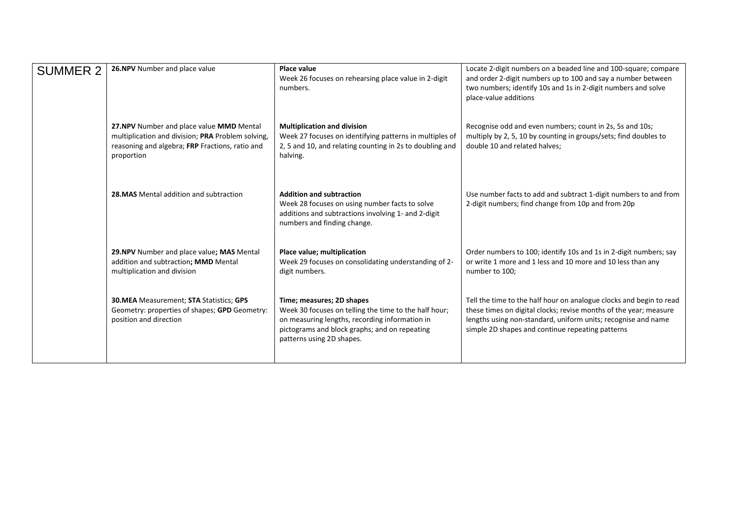| | | | |
|---|---|---|---|
| SUMMER 2 | **26.NPV** Number and place value | **Place value**<br>Week 26 focuses on rehearsing place value in 2-digit numbers. | Locate 2-digit numbers on a beaded line and 100-square; compare and order 2-digit numbers up to 100 and say a number between two numbers; identify 10s and 1s in 2-digit numbers and solve place-value additions |
| | **27.NPV** Number and place value **MMD** Mental multiplication and division; **PRA** Problem solving, reasoning and algebra; **FRP** Fractions, ratio and proportion | **Multiplication and division**<br>Week 27 focuses on identifying patterns in multiples of 2, 5 and 10, and relating counting in 2s to doubling and halving. | Recognise odd and even numbers; count in 2s, 5s and 10s; multiply by 2, 5, 10 by counting in groups/sets; find doubles to double 10 and related halves; |
| | **28.MAS** Mental addition and subtraction | **Addition and subtraction**<br>Week 28 focuses on using number facts to solve additions and subtractions involving 1- and 2-digit numbers and finding change. | Use number facts to add and subtract 1-digit numbers to and from 2-digit numbers; find change from 10p and from 20p |
| | **29.NPV** Number and place value**; MAS** Mental addition and subtraction**; MMD** Mental multiplication and division | **Place value; multiplication**<br>Week 29 focuses on consolidating understanding of 2-digit numbers. | Order numbers to 100; identify 10s and 1s in 2-digit numbers; say or write 1 more and 1 less and 10 more and 10 less than any number to 100; |
| | **30.MEA** Measurement; **STA** Statistics; **GPS** Geometry: properties of shapes; **GPD** Geometry: position and direction | **Time; measures; 2D shapes**<br>Week 30 focuses on telling the time to the half hour; on measuring lengths, recording information in pictograms and block graphs; and on repeating patterns using 2D shapes. | Tell the time to the half hour on analogue clocks and begin to read these times on digital clocks; revise months of the year; measure lengths using non-standard, uniform units; recognise and name simple 2D shapes and continue repeating patterns |